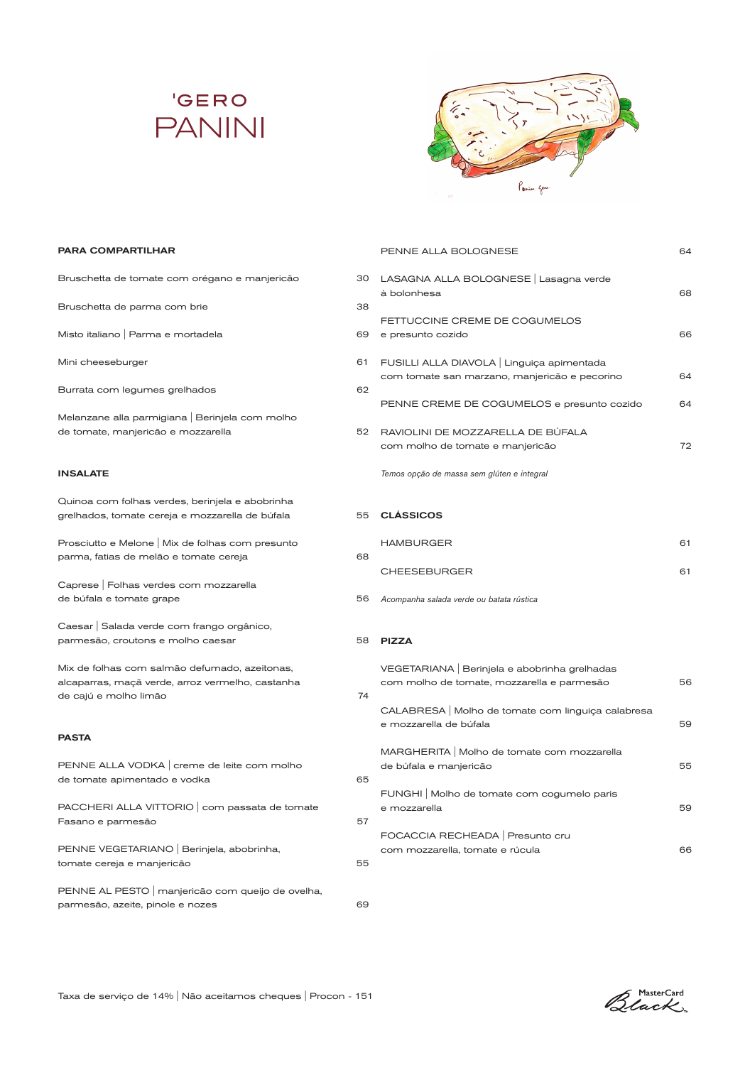# 'GERO
# PANINI

## PARA COMPARTILHAR

Bruschetta de tomate com orégano e manjericão 30

Bruschetta de parma com brie 38

Misto italiano | Parma e mortadela 69

Mini cheeseburger 61

Burrata com legumes grelhados 62

Melanzane alla parmigiana | Berinjela com molho de tomate, manjericão e mozzarella 52

## INSALATE

Quinoa com folhas verdes, berinjela e abobrinha grelhados, tomate cereja e mozzarella de búfala 55

Prosciutto e Melone | Mix de folhas com presunto parma, fatias de melão e tomate cereja 68

Caprese | Folhas verdes com mozzarella de búfala e tomate grape 56

Caesar | Salada verde com frango orgânico, parmesão, croutons e molho caesar 58

Mix de folhas com salmão defumado, azeitonas, alcaparras, maçã verde, arroz vermelho, castanha de cajú e molho limão 74

## PASTA

PENNE ALLA VODKA | creme de leite com molho de tomate apimentado e vodka 65

PACCHERI ALLA VITTORIO | com passata de tomate Fasano e parmesão 57

PENNE VEGETARIANO | Berinjela, abobrinha, tomate cereja e manjericão 55

PENNE AL PESTO | manjericão com queijo de ovelha, parmesão, azeite, pinole e nozes 69

PENNE ALLA BOLOGNESE 64

LASAGNA ALLA BOLOGNESE | Lasagna verde à bolonhesa 68

FETTUCCINE CREME DE COGUMELOS e presunto cozido 66

FUSILLI ALLA DIAVOLA | Linguiça apimentada com tomate san marzano, manjericão e pecorino 64

PENNE CREME DE COGUMELOS e presunto cozido 64

RAVIOLINI DE MOZZARELLA DE BÚFALA com molho de tomate e manjericão 72

*Temos opção de massa sem glúten e integral*

## CLÁSSICOS

HAMBURGER 61

CHEESEBURGER 61

*Acompanha salada verde ou batata rústica*

## PIZZA

VEGETARIANA | Berinjela e abobrinha grelhadas com molho de tomate, mozzarella e parmesão 56

CALABRESA | Molho de tomate com linguiça calabresa e mozzarella de búfala 59

MARGHERITA | Molho de tomate com mozzarella de búfala e manjericão 55

FUNGHI | Molho de tomate com cogumelo paris e mozzarella 59

FOCACCIA RECHEADA | Presunto cru com mozzarella, tomate e rúcula 66

Taxa de serviço de 14% | Não aceitamos cheques | Procon - 151

MasterCard Black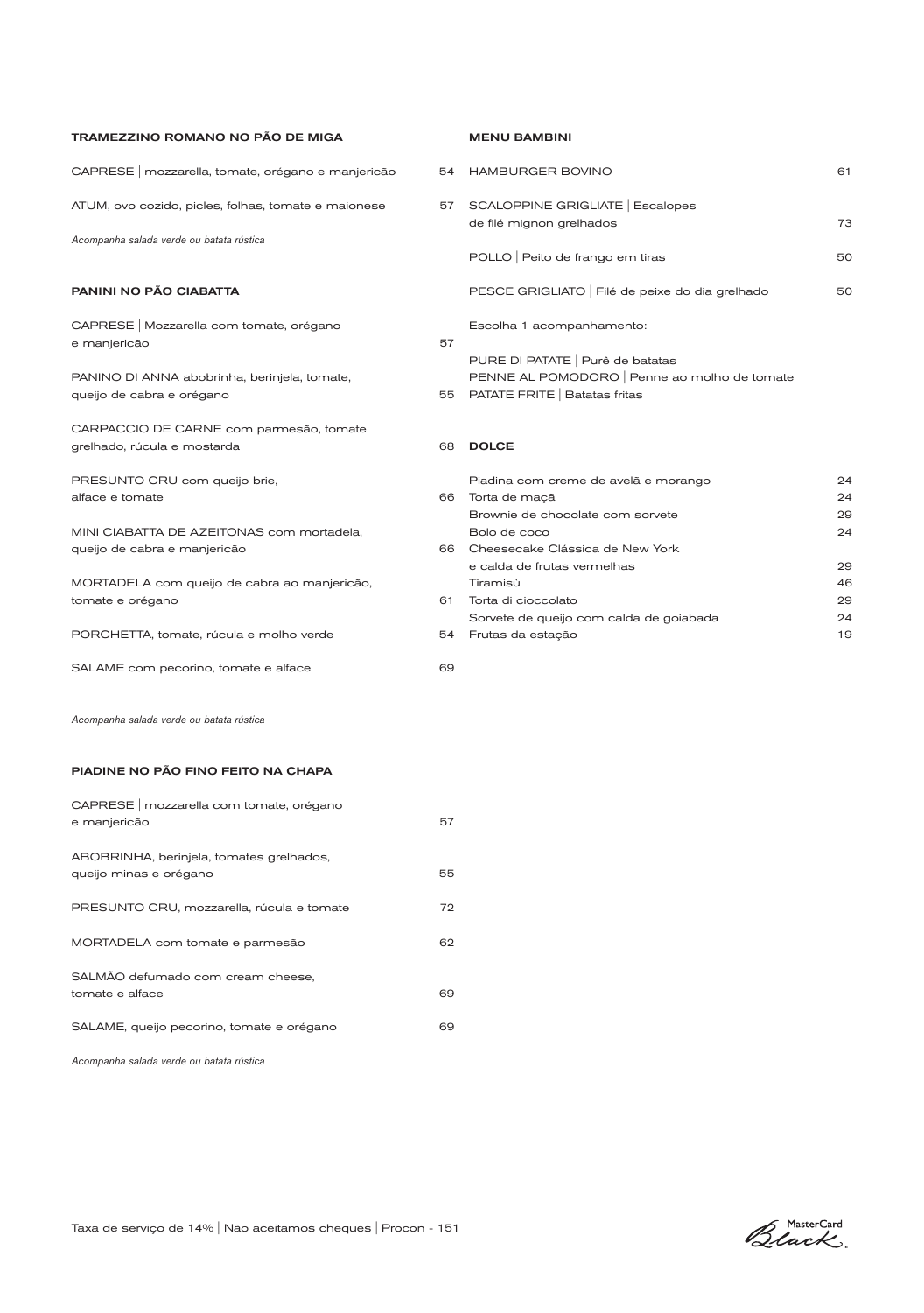## TRAMEZZINO ROMANO NO PÃO DE MIGA

| | |
|---|---|
| CAPRESE \| mozzarella, tomate, orégano e manjericão | 54 |
| ATUM, ovo cozido, picles, folhas, tomate e maionese | 57 |

*Acompanha salada verde ou batata rústica*

## PANINI NO PÃO CIABATTA

| | |
|---|---|
| CAPRESE \| Mozzarella com tomate, orégano e manjericão | 57 |
| PANINO DI ANNA abobrinha, berinjela, tomate, queijo de cabra e orégano | 55 |
| CARPACCIO DE CARNE com parmesão, tomate grelhado, rúcula e mostarda | 68 |
| PRESUNTO CRU com queijo brie, alface e tomate | 66 |
| MINI CIABATTA DE AZEITONAS com mortadela, queijo de cabra e manjericão | 66 |
| MORTADELA com queijo de cabra ao manjericão, tomate e orégano | 61 |
| PORCHETTA, tomate, rúcula e molho verde | 54 |
| SALAME com pecorino, tomate e alface | 69 |

*Acompanha salada verde ou batata rústica*

## PIADINE NO PÃO FINO FEITO NA CHAPA

| | |
|---|---|
| CAPRESE \| mozzarella com tomate, orégano e manjericão | 57 |
| ABOBRINHA, berinjela, tomates grelhados, queijo minas e orégano | 55 |
| PRESUNTO CRU, mozzarella, rúcula e tomate | 72 |
| MORTADELA com tomate e parmesão | 62 |
| SALMÃO defumado com cream cheese, tomate e alface | 69 |
| SALAME, queijo pecorino, tomate e orégano | 69 |

*Acompanha salada verde ou batata rústica*

## MENU BAMBINI

| | |
|---|---|
| HAMBURGER BOVINO | 61 |
| SCALOPPINE GRIGLIATE \| Escalopes de filé mignon grelhados | 73 |
| POLLO \| Peito de frango em tiras | 50 |
| PESCE GRIGLIATO \| Filé de peixe do dia grelhado | 50 |

Escolha 1 acompanhamento:

PURE DI PATATE | Purê de batatas
PENNE AL POMODORO | Penne ao molho de tomate
PATATE FRITE | Batatas fritas

## DOLCE

| | |
|---|---|
| Piadina com creme de avelã e morango | 24 |
| Torta de maçã | 24 |
| Brownie de chocolate com sorvete | 29 |
| Bolo de coco | 24 |
| Cheesecake Clássica de New York e calda de frutas vermelhas | 29 |
| Tiramisù | 46 |
| Torta di cioccolato | 29 |
| Sorvete de queijo com calda de goiabada | 24 |
| Frutas da estação | 19 |

Taxa de serviço de 14% | Não aceitamos cheques | Procon - 151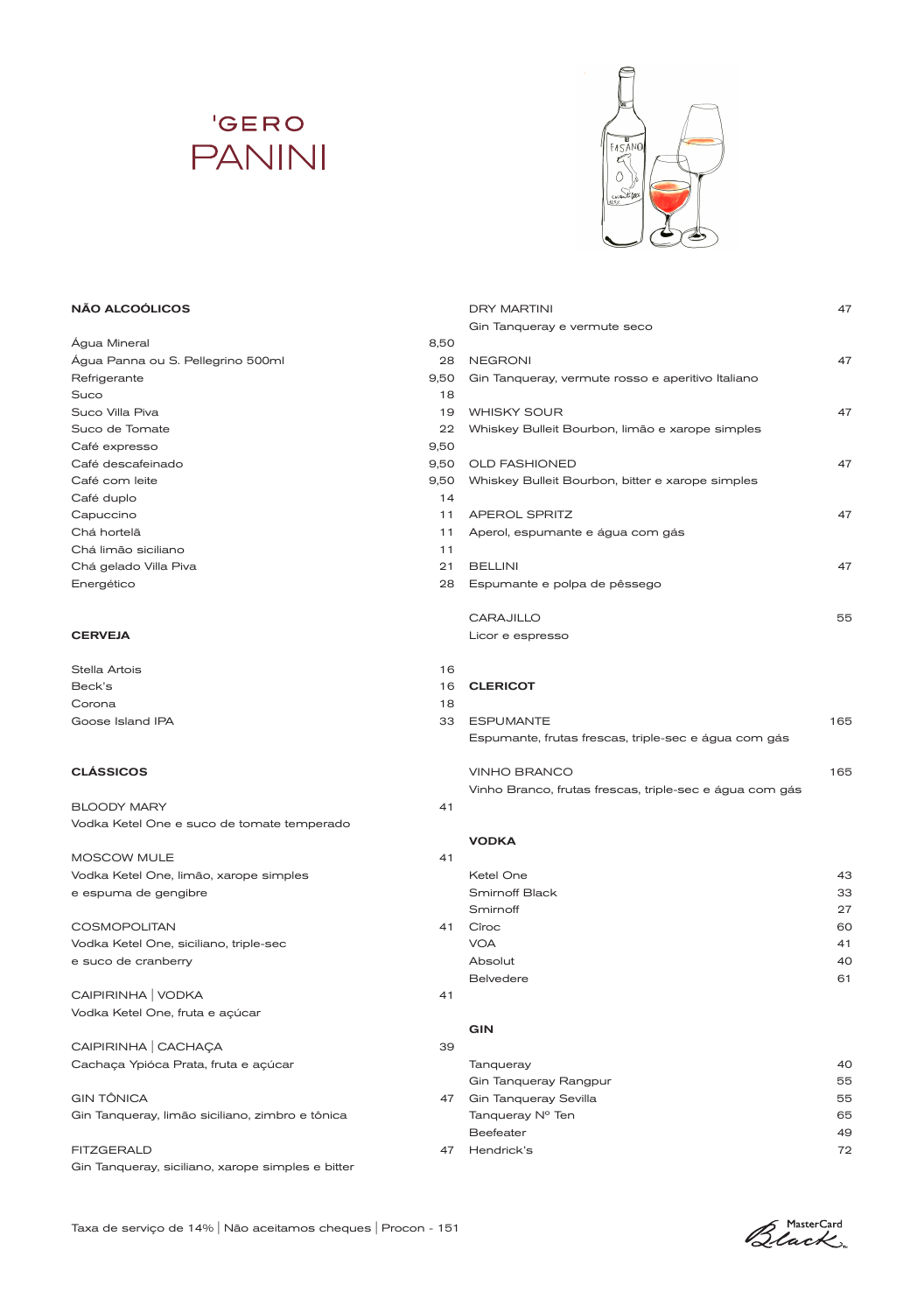# 'GERO PANINI

## NÃO ALCOÓLICOS

| Item | Preço |
|---|---|
| Água Mineral | 8,50 |
| Água Panna ou S. Pellegrino 500ml | 28 |
| Refrigerante | 9,50 |
| Suco | 18 |
| Suco Villa Piva | 19 |
| Suco de Tomate | 22 |
| Café expresso | 9,50 |
| Café descafeinado | 9,50 |
| Café com leite | 9,50 |
| Café duplo | 14 |
| Capuccino | 11 |
| Chá hortelã | 11 |
| Chá limão siciliano | 11 |
| Chá gelado Villa Piva | 21 |
| Energético | 28 |

## CERVEJA

| Item | Preço |
|---|---|
| Stella Artois | 16 |
| Beck's | 16 |
| Corona | 18 |
| Goose Island IPA | 33 |

## CLÁSSICOS

BLOODY MARY — 41
Vodka Ketel One e suco de tomate temperado

MOSCOW MULE — 41
Vodka Ketel One, limão, xarope simples e espuma de gengibre

COSMOPOLITAN — 41
Vodka Ketel One, siciliano, triple-sec e suco de cranberry

CAIPIRINHA | VODKA — 41
Vodka Ketel One, fruta e açúcar

CAIPIRINHA | CACHAÇA — 39
Cachaça Ypióca Prata, fruta e açúcar

GIN TÔNICA — 47
Gin Tanqueray, limão siciliano, zimbro e tônica

FITZGERALD — 47
Gin Tanqueray, siciliano, xarope simples e bitter

DRY MARTINI — 47
Gin Tanqueray e vermute seco

NEGRONI — 47
Gin Tanqueray, vermute rosso e aperitivo Italiano

WHISKY SOUR — 47
Whiskey Bulleit Bourbon, limão e xarope simples

OLD FASHIONED — 47
Whiskey Bulleit Bourbon, bitter e xarope simples

APEROL SPRITZ — 47
Aperol, espumante e água com gás

BELLINI — 47
Espumante e polpa de pêssego

CARAJILLO — 55
Licor e espresso

## CLERICOT

ESPUMANTE — 165
Espumante, frutas frescas, triple-sec e água com gás

VINHO BRANCO — 165
Vinho Branco, frutas frescas, triple-sec e água com gás

## VODKA

| Item | Preço |
|---|---|
| Ketel One | 43 |
| Smirnoff Black | 33 |
| Smirnoff | 27 |
| Cîroc | 60 |
| VOA | 41 |
| Absolut | 40 |
| Belvedere | 61 |

## GIN

| Item | Preço |
|---|---|
| Tanqueray | 40 |
| Gin Tanqueray Rangpur | 55 |
| Gin Tanqueray Sevilla | 55 |
| Tanqueray Nº Ten | 65 |
| Beefeater | 49 |
| Hendrick's | 72 |

Taxa de serviço de 14% | Não aceitamos cheques | Procon - 151

MasterCard Black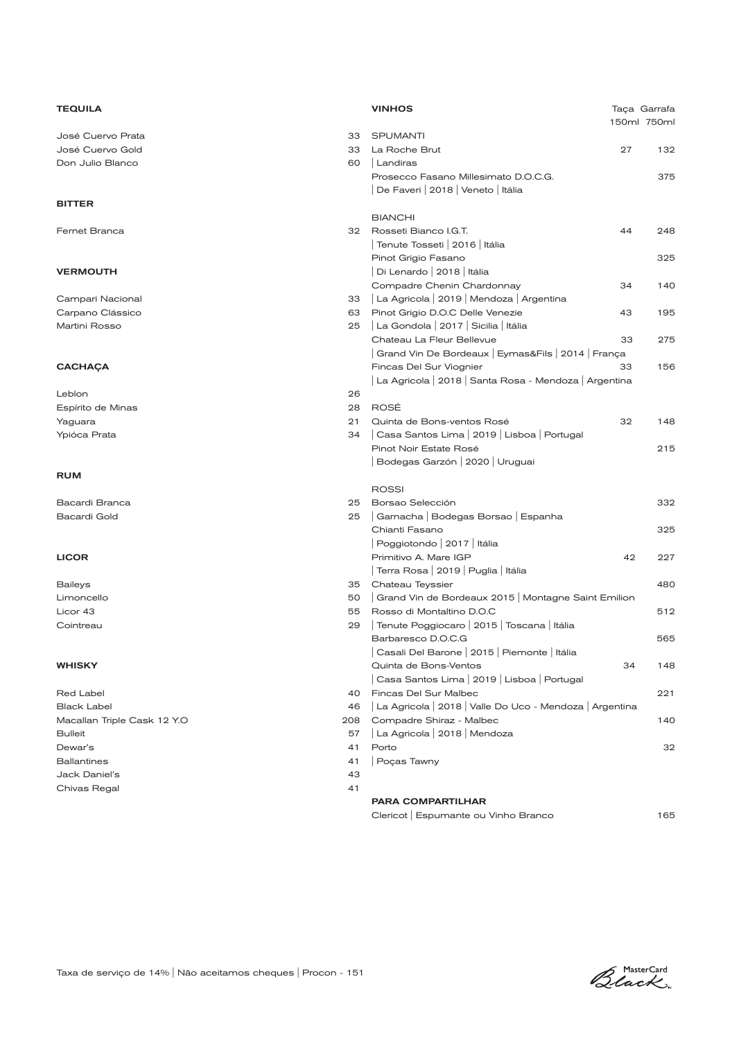## TEQUILA

| | |
|---|---|
| José Cuervo Prata | 33 |
| José Cuervo Gold | 33 |
| Don Julio Blanco | 60 |

## BITTER

| | |
|---|---|
| Fernet Branca | 32 |

## VERMOUTH

| | |
|---|---|
| Campari Nacional | 33 |
| Carpano Clássico | 63 |
| Martini Rosso | 25 |

## CACHAÇA

| | |
|---|---|
| Leblon | 26 |
| Espírito de Minas | 28 |
| Yaguara | 21 |
| Ypióca Prata | 34 |

## RUM

| | |
|---|---|
| Bacardi Branca | 25 |
| Bacardi Gold | 25 |

## LICOR

| | |
|---|---|
| Baileys | 35 |
| Limoncello | 50 |
| Licor 43 | 55 |
| Cointreau | 29 |

## WHISKY

| | |
|---|---|
| Red Label | 40 |
| Black Label | 46 |
| Macallan Triple Cask 12 Y.O | 208 |
| Bulleit | 57 |
| Dewar's | 41 |
| Ballantines | 41 |
| Jack Daniel's | 43 |
| Chivas Regal | 41 |

## VINHOS

| | Taça 150ml | Garrafa 750ml |
|---|---|---|
| **SPUMANTI** | | |
| La Roche Brut \| Landiras | 27 | 132 |
| Prosecco Fasano Millesimato D.O.C.G. \| De Faveri \| 2018 \| Veneto \| Itália | | 375 |
| **BIANCHI** | | |
| Rosseti Bianco I.G.T. \| Tenute Tosseti \| 2016 \| Itália | 44 | 248 |
| Pinot Grigio Fasano \| Di Lenardo \| 2018 \| Itália | | 325 |
| Compadre Chenin Chardonnay \| La Agricola \| 2019 \| Mendoza \| Argentina | 34 | 140 |
| Pinot Grigio D.O.C Delle Venezie \| La Gondola \| 2017 \| Sicilia \| Itália | 43 | 195 |
| Chateau La Fleur Bellevue \| Grand Vin De Bordeaux \| Eymas&Fils \| 2014 \| França | 33 | 275 |
| Fincas Del Sur Viognier \| La Agricola \| 2018 \| Santa Rosa - Mendoza \| Argentina | 33 | 156 |
| **ROSÉ** | | |
| Quinta de Bons-ventos Rosé \| Casa Santos Lima \| 2019 \| Lisboa \| Portugal | 32 | 148 |
| Pinot Noir Estate Rosé \| Bodegas Garzón \| 2020 \| Uruguai | | 215 |
| **ROSSI** | | |
| Borsao Selección \| Garnacha \| Bodegas Borsao \| Espanha | | 332 |
| Chianti Fasano \| Poggiotondo \| 2017 \| Itália | | 325 |
| Primitivo A. Mare IGP \| Terra Rosa \| 2019 \| Puglia \| Itália | 42 | 227 |
| Chateau Teyssier \| Grand Vin de Bordeaux 2015 \| Montagne Saint Emilion | | 480 |
| Rosso di Montaltino D.O.C \| Tenute Poggiocaro \| 2015 \| Toscana \| Itália | | 512 |
| Barbaresco D.O.C.G \| Casali Del Barone \| 2015 \| Piemonte \| Itália | | 565 |
| Quinta de Bons-Ventos \| Casa Santos Lima \| 2019 \| Lisboa \| Portugal | 34 | 148 |
| Fincas Del Sur Malbec \| La Agricola \| 2018 \| Valle Do Uco - Mendoza \| Argentina | | 221 |
| Compadre Shiraz - Malbec \| La Agricola \| 2018 \| Mendoza | | 140 |
| Porto \| Poças Tawny | | 32 |

## PARA COMPARTILHAR

| | |
|---|---|
| Clericot \| Espumante ou Vinho Branco | 165 |

Taxa de serviço de 14% | Não aceitamos cheques | Procon - 151

MasterCard Black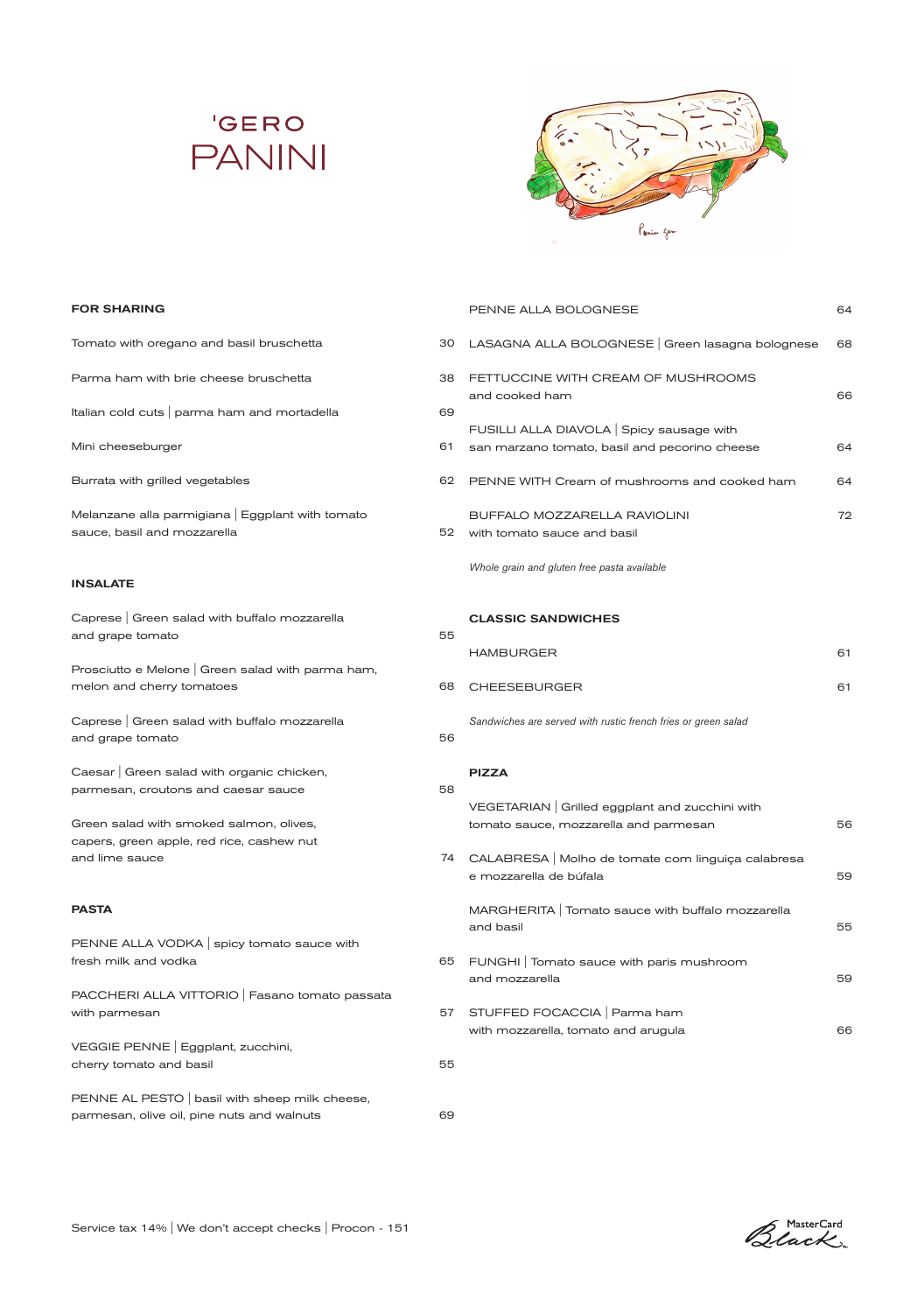# 'GERO
# PANINI

## FOR SHARING

Tomato with oregano and basil bruschetta 30

Parma ham with brie cheese bruschetta 38

Italian cold cuts | parma ham and mortadella 69

Mini cheeseburger 61

Burrata with grilled vegetables 62

Melanzane alla parmigiana | Eggplant with tomato sauce, basil and mozzarella 52

## INSALATE

Caprese | Green salad with buffalo mozzarella and grape tomato 55

Prosciutto e Melone | Green salad with parma ham, melon and cherry tomatoes 68

Caprese | Green salad with buffalo mozzarella and grape tomato 56

Caesar | Green salad with organic chicken, parmesan, croutons and caesar sauce 58

Green salad with smoked salmon, olives, capers, green apple, red rice, cashew nut and lime sauce 74

## PASTA

PENNE ALLA VODKA | spicy tomato sauce with fresh milk and vodka 65

PACCHERI ALLA VITTORIO | Fasano tomato passata with parmesan 57

VEGGIE PENNE | Eggplant, zucchini, cherry tomato and basil 55

PENNE AL PESTO | basil with sheep milk cheese, parmesan, olive oil, pine nuts and walnuts 69

PENNE ALLA BOLOGNESE 64

LASAGNA ALLA BOLOGNESE | Green lasagna bolognese 68

FETTUCCINE WITH CREAM OF MUSHROOMS and cooked ham 66

FUSILLI ALLA DIAVOLA | Spicy sausage with san marzano tomato, basil and pecorino cheese 64

PENNE WITH Cream of mushrooms and cooked ham 64

BUFFALO MOZZARELLA RAVIOLINI with tomato sauce and basil 72

*Whole grain and gluten free pasta available*

## CLASSIC SANDWICHES

HAMBURGER 61

CHEESEBURGER 61

*Sandwiches are served with rustic french fries or green salad*

## PIZZA

VEGETARIAN | Grilled eggplant and zucchini with tomato sauce, mozzarella and parmesan 56

CALABRESA | Molho de tomate com linguiça calabresa e mozzarella de búfala 59

MARGHERITA | Tomato sauce with buffalo mozzarella and basil 55

FUNGHI | Tomato sauce with paris mushroom and mozzarella 59

STUFFED FOCACCIA | Parma ham with mozzarella, tomato and arugula 66

Service tax 14% | We don't accept checks | Procon - 151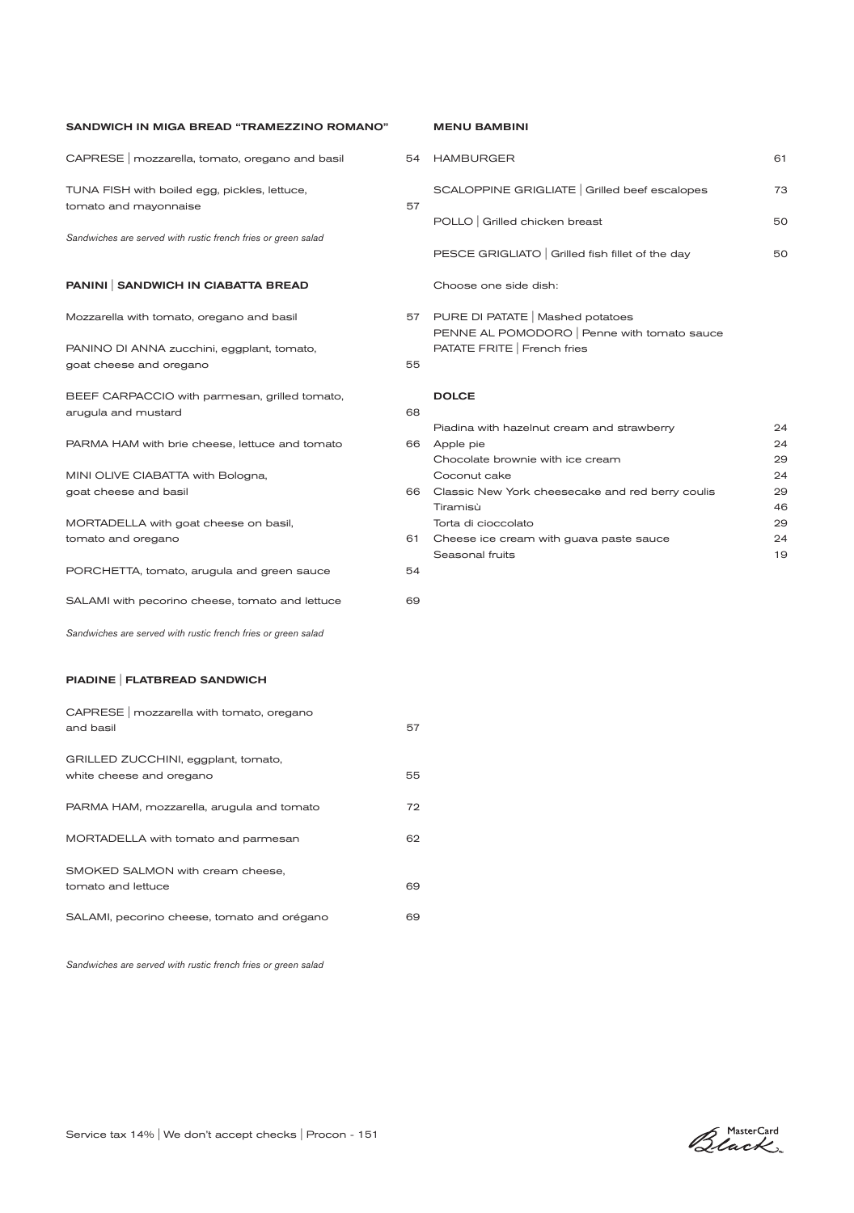## SANDWICH IN MIGA BREAD "TRAMEZZINO ROMANO"

CAPRESE | mozzarella, tomato, oregano and basil 54

TUNA FISH with boiled egg, pickles, lettuce, tomato and mayonnaise 57

*Sandwiches are served with rustic french fries or green salad*

## PANINI | SANDWICH IN CIABATTA BREAD

Mozzarella with tomato, oregano and basil 57

PANINO DI ANNA zucchini, eggplant, tomato, goat cheese and oregano 55

BEEF CARPACCIO with parmesan, grilled tomato, arugula and mustard 68

PARMA HAM with brie cheese, lettuce and tomato 66

MINI OLIVE CIABATTA with Bologna, goat cheese and basil 66

MORTADELLA with goat cheese on basil, tomato and oregano 61

PORCHETTA, tomato, arugula and green sauce 54

SALAMI with pecorino cheese, tomato and lettuce 69

*Sandwiches are served with rustic french fries or green salad*

## PIADINE | FLATBREAD SANDWICH

CAPRESE | mozzarella with tomato, oregano and basil 57

GRILLED ZUCCHINI, eggplant, tomato, white cheese and oregano 55

PARMA HAM, mozzarella, arugula and tomato 72

MORTADELLA with tomato and parmesan 62

SMOKED SALMON with cream cheese, tomato and lettuce 69

SALAMI, pecorino cheese, tomato and orégano 69

*Sandwiches are served with rustic french fries or green salad*

## MENU BAMBINI

HAMBURGER 61

SCALOPPINE GRIGLIATE | Grilled beef escalopes 73

POLLO | Grilled chicken breast 50

PESCE GRIGLIATO | Grilled fish fillet of the day 50

Choose one side dish:

PURE DI PATATE | Mashed potatoes
PENNE AL POMODORO | Penne with tomato sauce
PATATE FRITE | French fries

## DOLCE

Piadina with hazelnut cream and strawberry 24
Apple pie 24
Chocolate brownie with ice cream 29
Coconut cake 24
Classic New York cheesecake and red berry coulis 29
Tiramisù 46
Torta di cioccolato 29
Cheese ice cream with guava paste sauce 24
Seasonal fruits 19

Service tax 14% | We don't accept checks | Procon - 151

MasterCard Black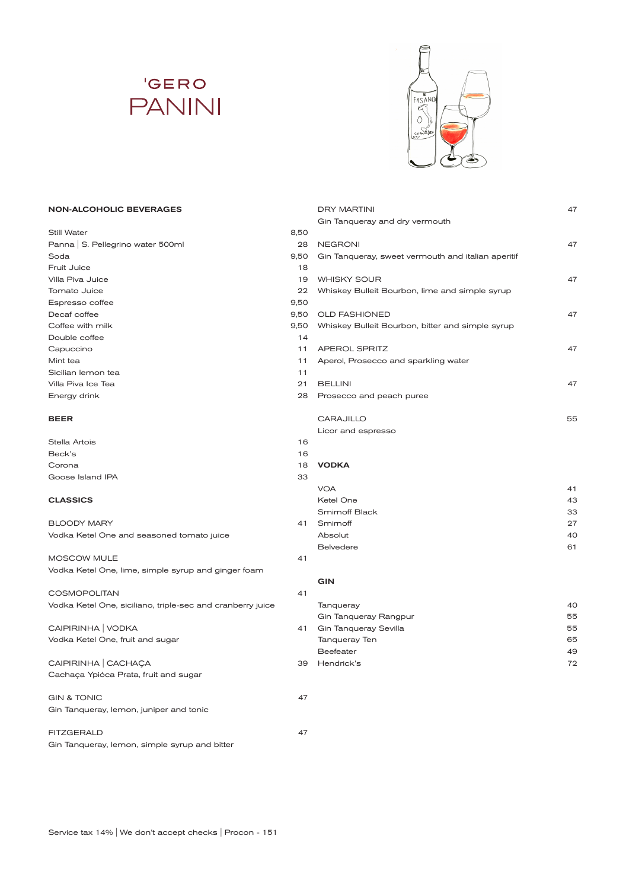# 'GERO PANINI

## NON-ALCOHOLIC BEVERAGES

| Item | Price |
|---|---|
| Still Water | 8,50 |
| Panna \| S. Pellegrino water 500ml | 28 |
| Soda | 9,50 |
| Fruit Juice | 18 |
| Villa Piva Juice | 19 |
| Tomato Juice | 22 |
| Espresso coffee | 9,50 |
| Decaf coffee | 9,50 |
| Coffee with milk | 9,50 |
| Double coffee | 14 |
| Capuccino | 11 |
| Mint tea | 11 |
| Sicilian lemon tea | 11 |
| Villa Piva Ice Tea | 21 |
| Energy drink | 28 |

## BEER

| Item | Price |
|---|---|
| Stella Artois | 16 |
| Beck's | 16 |
| Corona | 18 |
| Goose Island IPA | 33 |

## CLASSICS

BLOODY MARY — 41
Vodka Ketel One and seasoned tomato juice

MOSCOW MULE — 41
Vodka Ketel One, lime, simple syrup and ginger foam

COSMOPOLITAN — 41
Vodka Ketel One, siciliano, triple-sec and cranberry juice

CAIPIRINHA | VODKA — 41
Vodka Ketel One, fruit and sugar

CAIPIRINHA | CACHAÇA — 39
Cachaça Ypióca Prata, fruit and sugar

GIN & TONIC — 47
Gin Tanqueray, lemon, juniper and tonic

FITZGERALD — 47
Gin Tanqueray, lemon, simple syrup and bitter

DRY MARTINI — 47
Gin Tanqueray and dry vermouth

NEGRONI — 47
Gin Tanqueray, sweet vermouth and italian aperitif

WHISKY SOUR — 47
Whiskey Bulleit Bourbon, lime and simple syrup

OLD FASHIONED — 47
Whiskey Bulleit Bourbon, bitter and simple syrup

APEROL SPRITZ — 47
Aperol, Prosecco and sparkling water

BELLINI — 47
Prosecco and peach puree

CARAJILLO — 55
Licor and espresso

## VODKA

| Item | Price |
|---|---|
| VOA | 41 |
| Ketel One | 43 |
| Smirnoff Black | 33 |
| Smirnoff | 27 |
| Absolut | 40 |
| Belvedere | 61 |

## GIN

| Item | Price |
|---|---|
| Tanqueray | 40 |
| Gin Tanqueray Rangpur | 55 |
| Gin Tanqueray Sevilla | 55 |
| Tanqueray Ten | 65 |
| Beefeater | 49 |
| Hendrick's | 72 |

Service tax 14% | We don't accept checks | Procon - 151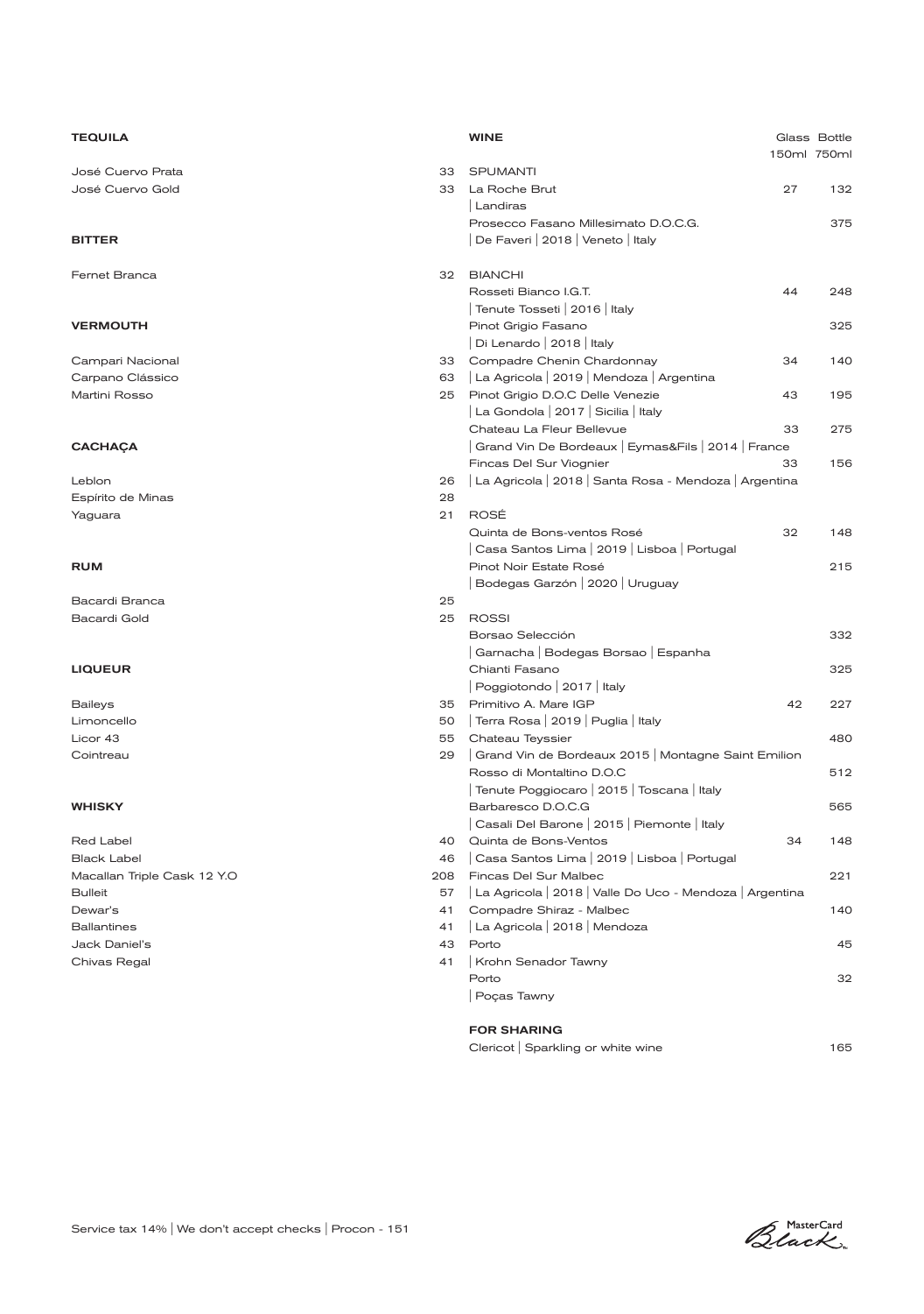## TEQUILA

| | |
|---|---|
| José Cuervo Prata | 33 |
| José Cuervo Gold | 33 |

## BITTER

| | |
|---|---|
| Fernet Branca | 32 |

## VERMOUTH

| | |
|---|---|
| Campari Nacional | 33 |
| Carpano Clássico | 63 |
| Martini Rosso | 25 |

## CACHAÇA

| | |
|---|---|
| Leblon | 26 |
| Espírito de Minas | 28 |
| Yaguara | 21 |

## RUM

| | |
|---|---|
| Bacardi Branca | 25 |
| Bacardi Gold | 25 |

## LIQUEUR

| | |
|---|---|
| Baileys | 35 |
| Limoncello | 50 |
| Licor 43 | 55 |
| Cointreau | 29 |

## WHISKY

| | |
|---|---|
| Red Label | 40 |
| Black Label | 46 |
| Macallan Triple Cask 12 Y.O | 208 |
| Bulleit | 57 |
| Dewar's | 41 |
| Ballantines | 41 |
| Jack Daniel's | 43 |
| Chivas Regal | 41 |

## WINE

| | Glass 150ml | Bottle 750ml |
|---|---|---|
| **SPUMANTI** | | |
| La Roche Brut │ Landiras | 27 | 132 |
| Prosecco Fasano Millesimato D.O.C.G. │ De Faveri │ 2018 │ Veneto │ Italy | | 375 |
| **BIANCHI** | | |
| Rosseti Bianco I.G.T. │ Tenute Tosseti │ 2016 │ Italy | 44 | 248 |
| Pinot Grigio Fasano │ Di Lenardo │ 2018 │ Italy | | 325 |
| Compadre Chenin Chardonnay │ La Agricola │ 2019 │ Mendoza │ Argentina | 34 | 140 |
| Pinot Grigio D.O.C Delle Venezie │ La Gondola │ 2017 │ Sicilia │ Italy | 43 | 195 |
| Chateau La Fleur Bellevue │ Grand Vin De Bordeaux │ Eymas&Fils │ 2014 │ France | 33 | 275 |
| Fincas Del Sur Viognier │ La Agricola │ 2018 │ Santa Rosa - Mendoza │ Argentina | 33 | 156 |
| **ROSÉ** | | |
| Quinta de Bons-ventos Rosé │ Casa Santos Lima │ 2019 │ Lisboa │ Portugal | 32 | 148 |
| Pinot Noir Estate Rosé │ Bodegas Garzón │ 2020 │ Uruguay | | 215 |
| **ROSSI** | | |
| Borsao Selección │ Garnacha │ Bodegas Borsao │ Espanha | | 332 |
| Chianti Fasano │ Poggiotondo │ 2017 │ Italy | | 325 |
| Primitivo A. Mare IGP │ Terra Rosa │ 2019 │ Puglia │ Italy | 42 | 227 |
| Chateau Teyssier │ Grand Vin de Bordeaux 2015 │ Montagne Saint Emilion | | 480 |
| Rosso di Montaltino D.O.C │ Tenute Poggiocaro │ 2015 │ Toscana │ Italy | | 512 |
| Barbaresco D.O.C.G │ Casali Del Barone │ 2015 │ Piemonte │ Italy | | 565 |
| Quinta de Bons-Ventos │ Casa Santos Lima │ 2019 │ Lisboa │ Portugal | 34 | 148 |
| Fincas Del Sur Malbec │ La Agricola │ 2018 │ Valle Do Uco - Mendoza │ Argentina | | 221 |
| Compadre Shiraz - Malbec │ La Agricola │ 2018 │ Mendoza | | 140 |
| Porto │ Krohn Senador Tawny | | 45 |
| Porto │ Poças Tawny | | 32 |

## FOR SHARING

| | |
|---|---|
| Clericot │ Sparkling or white wine | 165 |

Service tax 14% │ We don't accept checks │ Procon - 151

MasterCard Black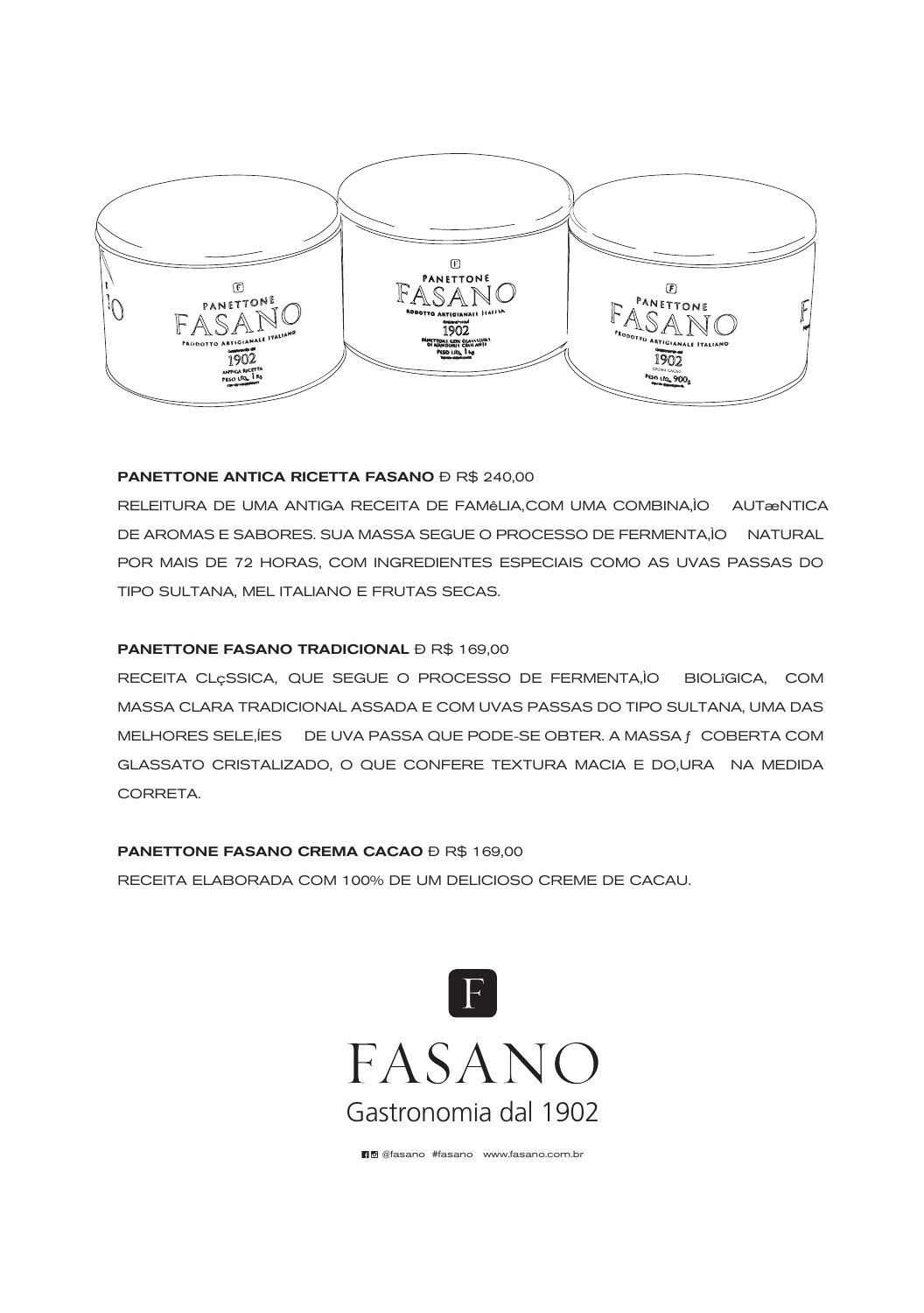**PANETTONE ANTICA RICETTA FASANO** Ð R$ 240,00

RELEITURA DE UMA ANTIGA RECEITA DE FAMêLIA,COM UMA COMBINA,ÌO AUTæNTICA DE AROMAS E SABORES. SUA MASSA SEGUE O PROCESSO DE FERMENTA,ÌO NATURAL POR MAIS DE 72 HORAS, COM INGREDIENTES ESPECIAIS COMO AS UVAS PASSAS DO TIPO SULTANA, MEL ITALIANO E FRUTAS SECAS.

**PANETTONE FASANO TRADICIONAL** Ð R$ 169,00

RECEITA CLçSSICA, QUE SEGUE O PROCESSO DE FERMENTA,ÌO BIOLîGICA, COM MASSA CLARA TRADICIONAL ASSADA E COM UVAS PASSAS DO TIPO SULTANA, UMA DAS MELHORES SELE,ÍES DE UVA PASSA QUE PODE-SE OBTER. A MASSA ƒ COBERTA COM GLASSATO CRISTALIZADO, O QUE CONFERE TEXTURA MACIA E DO,URA NA MEDIDA CORRETA.

**PANETTONE FASANO CREMA CACAO** Ð R$ 169,00

RECEITA ELABORADA COM 100% DE UM DELICIOSO CREME DE CACAU.

F

FASANO

Gastronomia dal 1902

@fasano #fasano www.fasano.com.br